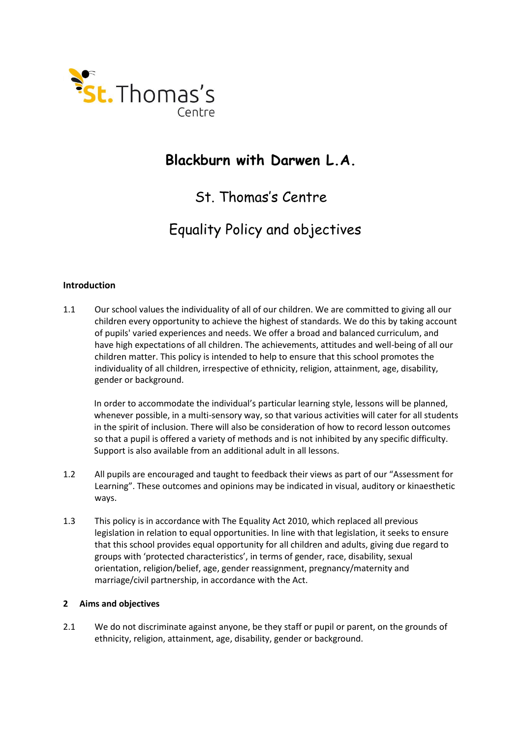St. Thomas's Centre

# Blackburn with Darwen L.A.

## St. Thomas's Centre

## Equality Policy and objectives

**Introduction**

1.1 Our school values the individuality of all of our children. We are committed to giving all our children every opportunity to achieve the highest of standards. We do this by taking account of pupils' varied experiences and needs. We offer a broad and balanced curriculum, and have high expectations of all children. The achievements, attitudes and well-being of all our children matter. This policy is intended to help to ensure that this school promotes the individuality of all children, irrespective of ethnicity, religion, attainment, age, disability, gender or background.

In order to accommodate the individual's particular learning style, lessons will be planned, whenever possible, in a multi-sensory way, so that various activities will cater for all students in the spirit of inclusion. There will also be consideration of how to record lesson outcomes so that a pupil is offered a variety of methods and is not inhibited by any specific difficulty. Support is also available from an additional adult in all lessons.

1.2 All pupils are encouraged and taught to feedback their views as part of our "Assessment for Learning". These outcomes and opinions may be indicated in visual, auditory or kinaesthetic ways.

1.3 This policy is in accordance with The Equality Act 2010, which replaced all previous legislation in relation to equal opportunities. In line with that legislation, it seeks to ensure that this school provides equal opportunity for all children and adults, giving due regard to groups with 'protected characteristics', in terms of gender, race, disability, sexual orientation, religion/belief, age, gender reassignment, pregnancy/maternity and marriage/civil partnership, in accordance with the Act.

**2 Aims and objectives**

2.1 We do not discriminate against anyone, be they staff or pupil or parent, on the grounds of ethnicity, religion, attainment, age, disability, gender or background.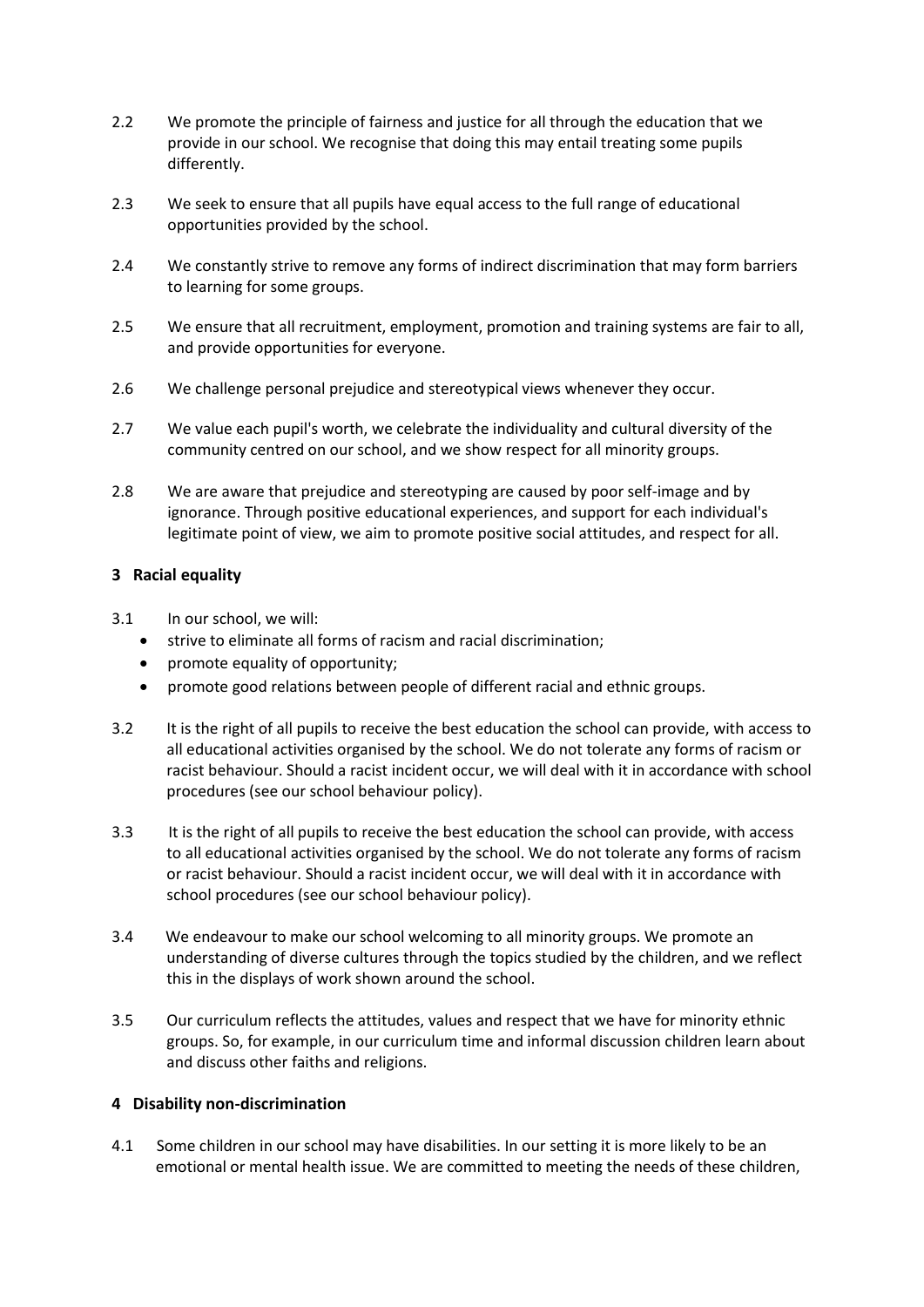2.2 We promote the principle of fairness and justice for all through the education that we provide in our school. We recognise that doing this may entail treating some pupils differently.

2.3 We seek to ensure that all pupils have equal access to the full range of educational opportunities provided by the school.

2.4 We constantly strive to remove any forms of indirect discrimination that may form barriers to learning for some groups.

2.5 We ensure that all recruitment, employment, promotion and training systems are fair to all, and provide opportunities for everyone.

2.6 We challenge personal prejudice and stereotypical views whenever they occur.

2.7 We value each pupil's worth, we celebrate the individuality and cultural diversity of the community centred on our school, and we show respect for all minority groups.

2.8 We are aware that prejudice and stereotyping are caused by poor self-image and by ignorance. Through positive educational experiences, and support for each individual's legitimate point of view, we aim to promote positive social attitudes, and respect for all.

## 3 Racial equality

3.1 In our school, we will:

- strive to eliminate all forms of racism and racial discrimination;
- promote equality of opportunity;
- promote good relations between people of different racial and ethnic groups.

3.2 It is the right of all pupils to receive the best education the school can provide, with access to all educational activities organised by the school. We do not tolerate any forms of racism or racist behaviour. Should a racist incident occur, we will deal with it in accordance with school procedures (see our school behaviour policy).

3.3 It is the right of all pupils to receive the best education the school can provide, with access to all educational activities organised by the school. We do not tolerate any forms of racism or racist behaviour. Should a racist incident occur, we will deal with it in accordance with school procedures (see our school behaviour policy).

3.4 We endeavour to make our school welcoming to all minority groups. We promote an understanding of diverse cultures through the topics studied by the children, and we reflect this in the displays of work shown around the school.

3.5 Our curriculum reflects the attitudes, values and respect that we have for minority ethnic groups. So, for example, in our curriculum time and informal discussion children learn about and discuss other faiths and religions.

## 4 Disability non-discrimination

4.1 Some children in our school may have disabilities. In our setting it is more likely to be an emotional or mental health issue. We are committed to meeting the needs of these children,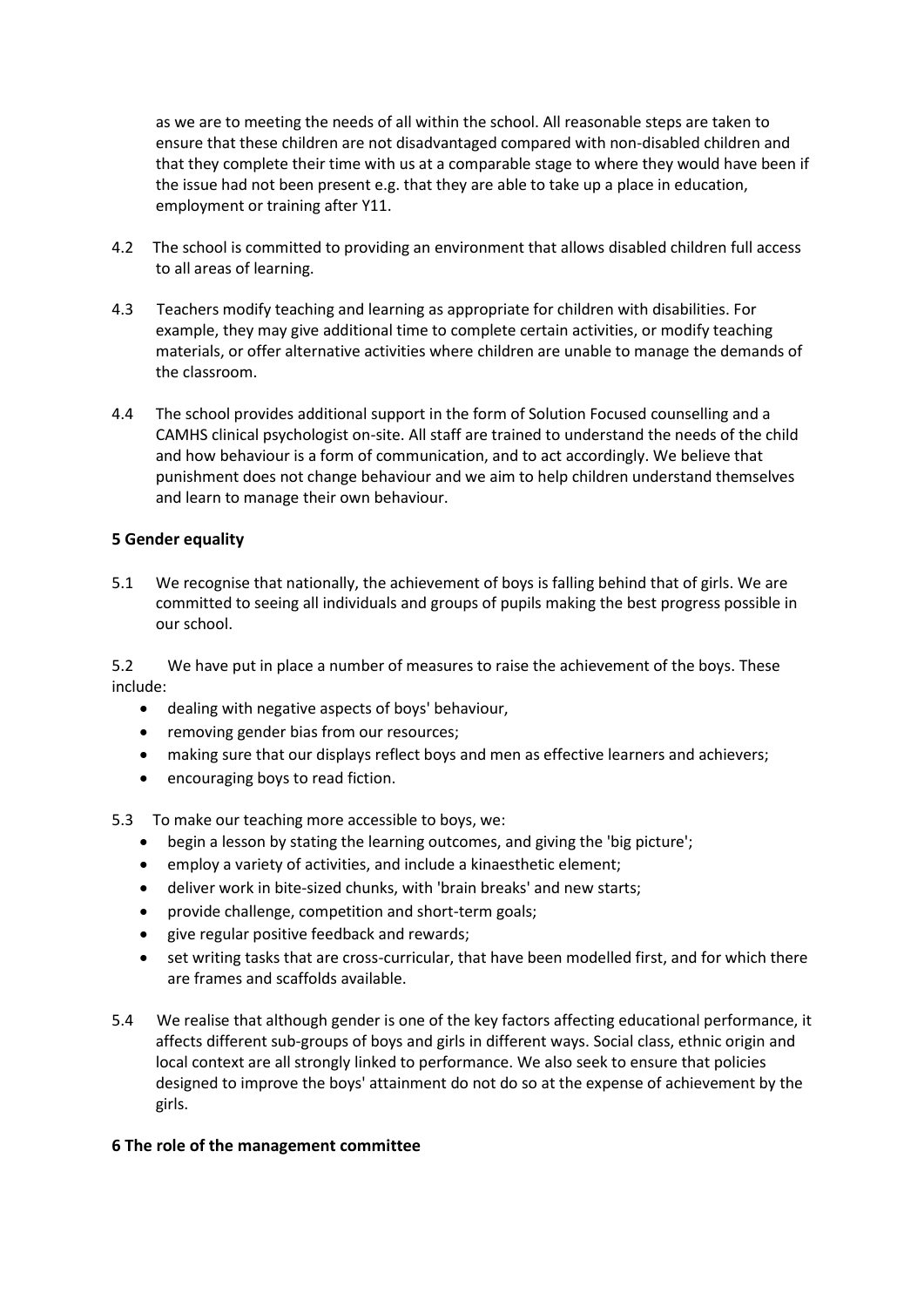as we are to meeting the needs of all within the school. All reasonable steps are taken to ensure that these children are not disadvantaged compared with non-disabled children and that they complete their time with us at a comparable stage to where they would have been if the issue had not been present e.g. that they are able to take up a place in education, employment or training after Y11.

4.2 The school is committed to providing an environment that allows disabled children full access to all areas of learning.

4.3 Teachers modify teaching and learning as appropriate for children with disabilities. For example, they may give additional time to complete certain activities, or modify teaching materials, or offer alternative activities where children are unable to manage the demands of the classroom.

4.4 The school provides additional support in the form of Solution Focused counselling and a CAMHS clinical psychologist on-site. All staff are trained to understand the needs of the child and how behaviour is a form of communication, and to act accordingly. We believe that punishment does not change behaviour and we aim to help children understand themselves and learn to manage their own behaviour.

## 5 Gender equality

5.1 We recognise that nationally, the achievement of boys is falling behind that of girls. We are committed to seeing all individuals and groups of pupils making the best progress possible in our school.

5.2 We have put in place a number of measures to raise the achievement of the boys. These include:

- dealing with negative aspects of boys' behaviour,
- removing gender bias from our resources;
- making sure that our displays reflect boys and men as effective learners and achievers;
- encouraging boys to read fiction.

5.3 To make our teaching more accessible to boys, we:

- begin a lesson by stating the learning outcomes, and giving the 'big picture';
- employ a variety of activities, and include a kinaesthetic element;
- deliver work in bite-sized chunks, with 'brain breaks' and new starts;
- provide challenge, competition and short-term goals;
- give regular positive feedback and rewards;
- set writing tasks that are cross-curricular, that have been modelled first, and for which there are frames and scaffolds available.

5.4 We realise that although gender is one of the key factors affecting educational performance, it affects different sub-groups of boys and girls in different ways. Social class, ethnic origin and local context are all strongly linked to performance. We also seek to ensure that policies designed to improve the boys' attainment do not do so at the expense of achievement by the girls.

## 6 The role of the management committee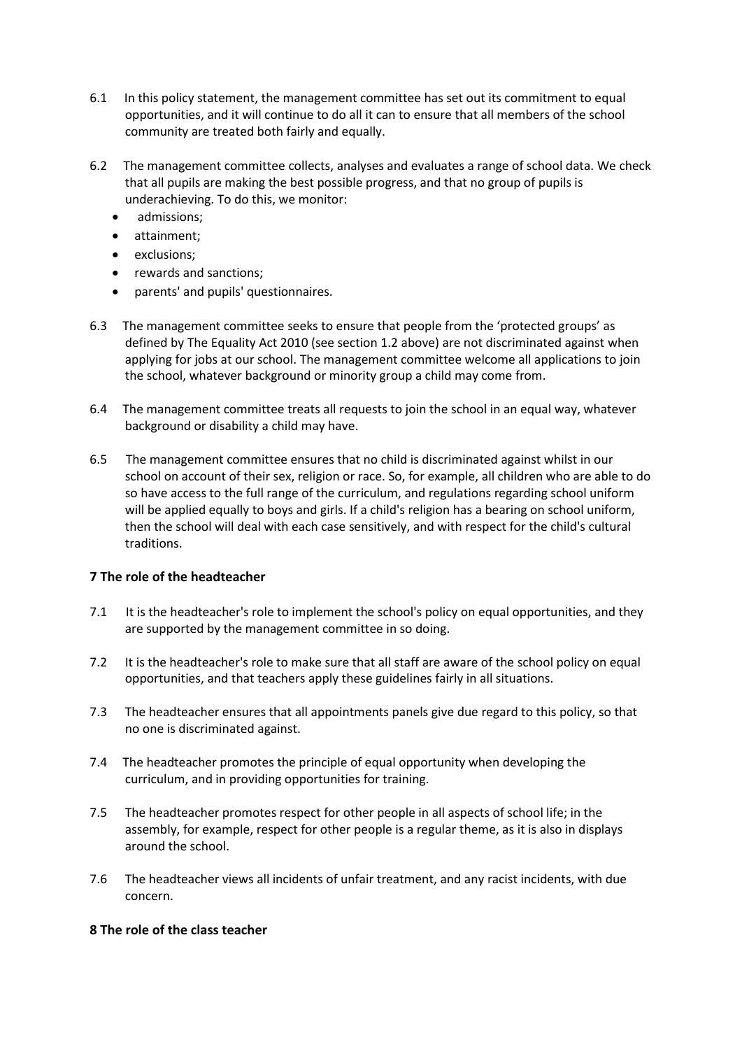6.1 In this policy statement, the management committee has set out its commitment to equal opportunities, and it will continue to do all it can to ensure that all members of the school community are treated both fairly and equally.

6.2 The management committee collects, analyses and evaluates a range of school data. We check that all pupils are making the best possible progress, and that no group of pupils is underachieving. To do this, we monitor:

- admissions;
- attainment;
- exclusions;
- rewards and sanctions;
- parents' and pupils' questionnaires.

6.3 The management committee seeks to ensure that people from the 'protected groups' as defined by The Equality Act 2010 (see section 1.2 above) are not discriminated against when applying for jobs at our school. The management committee welcome all applications to join the school, whatever background or minority group a child may come from.

6.4 The management committee treats all requests to join the school in an equal way, whatever background or disability a child may have.

6.5 The management committee ensures that no child is discriminated against whilst in our school on account of their sex, religion or race. So, for example, all children who are able to do so have access to the full range of the curriculum, and regulations regarding school uniform will be applied equally to boys and girls. If a child's religion has a bearing on school uniform, then the school will deal with each case sensitively, and with respect for the child's cultural traditions.

## 7 The role of the headteacher

7.1 It is the headteacher's role to implement the school's policy on equal opportunities, and they are supported by the management committee in so doing.

7.2 It is the headteacher's role to make sure that all staff are aware of the school policy on equal opportunities, and that teachers apply these guidelines fairly in all situations.

7.3 The headteacher ensures that all appointments panels give due regard to this policy, so that no one is discriminated against.

7.4 The headteacher promotes the principle of equal opportunity when developing the curriculum, and in providing opportunities for training.

7.5 The headteacher promotes respect for other people in all aspects of school life; in the assembly, for example, respect for other people is a regular theme, as it is also in displays around the school.

7.6 The headteacher views all incidents of unfair treatment, and any racist incidents, with due concern.

## 8 The role of the class teacher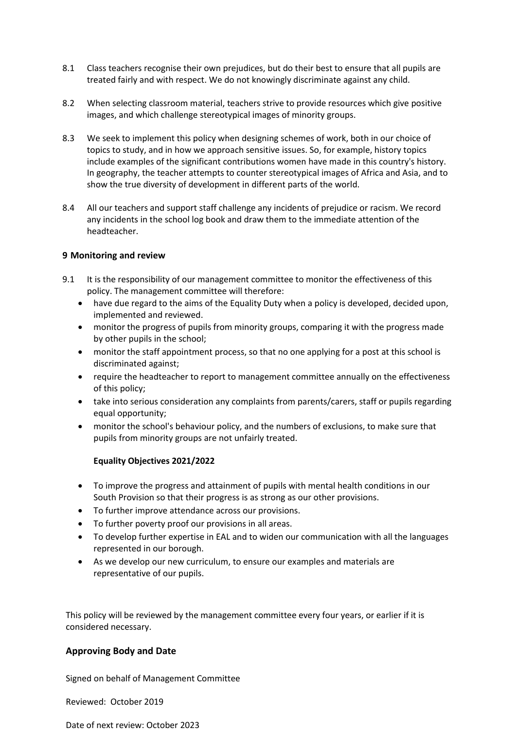8.1 Class teachers recognise their own prejudices, but do their best to ensure that all pupils are treated fairly and with respect. We do not knowingly discriminate against any child.

8.2 When selecting classroom material, teachers strive to provide resources which give positive images, and which challenge stereotypical images of minority groups.

8.3 We seek to implement this policy when designing schemes of work, both in our choice of topics to study, and in how we approach sensitive issues. So, for example, history topics include examples of the significant contributions women have made in this country's history. In geography, the teacher attempts to counter stereotypical images of Africa and Asia, and to show the true diversity of development in different parts of the world.

8.4 All our teachers and support staff challenge any incidents of prejudice or racism. We record any incidents in the school log book and draw them to the immediate attention of the headteacher.

## 9 Monitoring and review

9.1 It is the responsibility of our management committee to monitor the effectiveness of this policy. The management committee will therefore:

- have due regard to the aims of the Equality Duty when a policy is developed, decided upon, implemented and reviewed.
- monitor the progress of pupils from minority groups, comparing it with the progress made by other pupils in the school;
- monitor the staff appointment process, so that no one applying for a post at this school is discriminated against;
- require the headteacher to report to management committee annually on the effectiveness of this policy;
- take into serious consideration any complaints from parents/carers, staff or pupils regarding equal opportunity;
- monitor the school's behaviour policy, and the numbers of exclusions, to make sure that pupils from minority groups are not unfairly treated.

**Equality Objectives 2021/2022**

- To improve the progress and attainment of pupils with mental health conditions in our South Provision so that their progress is as strong as our other provisions.
- To further improve attendance across our provisions.
- To further poverty proof our provisions in all areas.
- To develop further expertise in EAL and to widen our communication with all the languages represented in our borough.
- As we develop our new curriculum, to ensure our examples and materials are representative of our pupils.

This policy will be reviewed by the management committee every four years, or earlier if it is considered necessary.

### Approving Body and Date

Signed on behalf of Management Committee

Reviewed: October 2019

Date of next review: October 2023